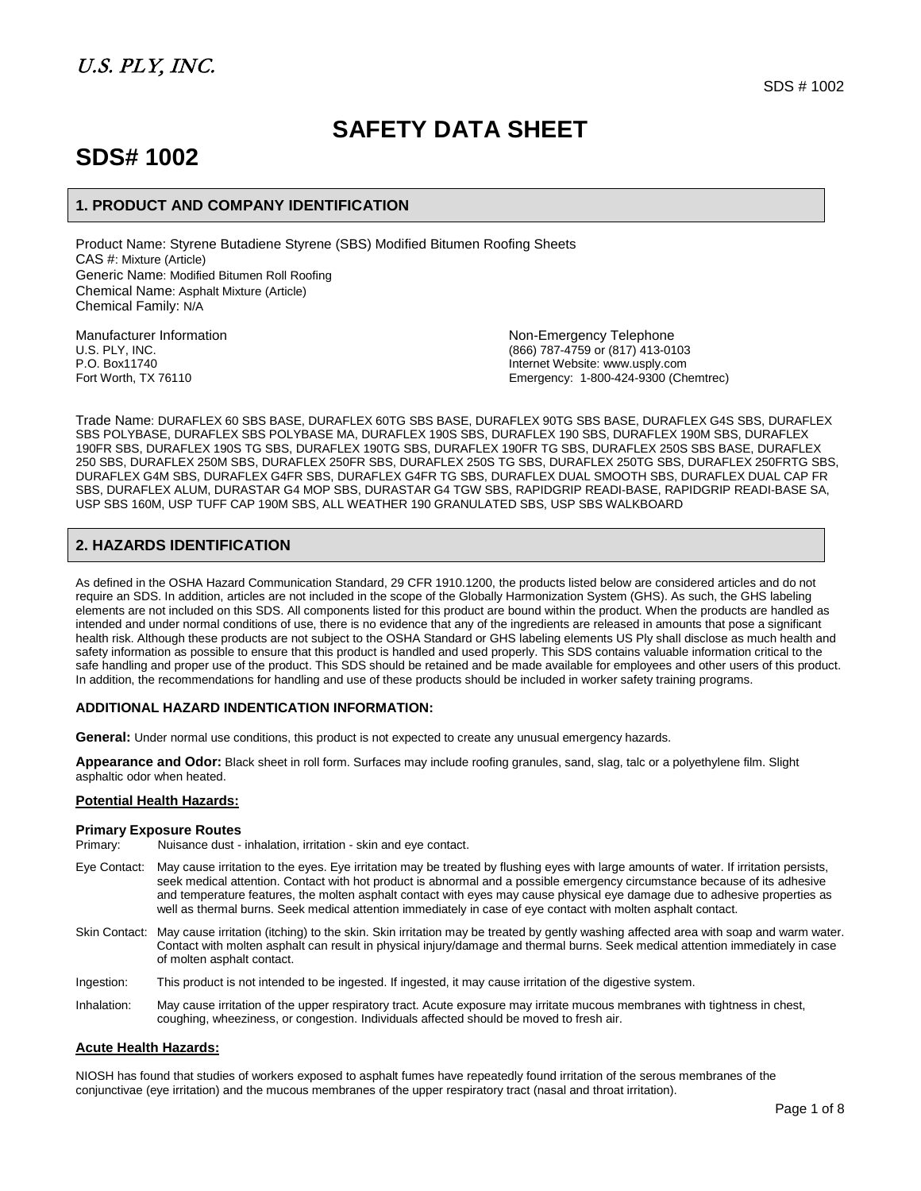U.S. PLY, INC.

# SAFETY DATA SHEET

# SDS# 1002

## 1. PRODUCT AND COMPANY IDENTIFICATION

Product Name: Styrene Butadiene Styrene (SBS) Modified Bitumen Roofing Sheets
CAS #: Mixture (Article)
Generic Name: Modified Bitumen Roll Roofing
Chemical Name: Asphalt Mixture (Article)
Chemical Family: N/A

Manufacturer Information
U.S. PLY, INC.
P.O. Box11740
Fort Worth, TX 76110

Non-Emergency Telephone
(866) 787-4759 or (817) 413-0103
Internet Website: www.usply.com
Emergency: 1-800-424-9300 (Chemtrec)

Trade Name: DURAFLEX 60 SBS BASE, DURAFLEX 60TG SBS BASE, DURAFLEX 90TG SBS BASE, DURAFLEX G4S SBS, DURAFLEX SBS POLYBASE, DURAFLEX SBS POLYBASE MA, DURAFLEX 190S SBS, DURAFLEX 190 SBS, DURAFLEX 190M SBS, DURAFLEX 190FR SBS, DURAFLEX 190S TG SBS, DURAFLEX 190TG SBS, DURAFLEX 190FR TG SBS, DURAFLEX 250S SBS BASE, DURAFLEX 250 SBS, DURAFLEX 250M SBS, DURAFLEX 250FR SBS, DURAFLEX 250S TG SBS, DURAFLEX 250TG SBS, DURAFLEX 250FRTG SBS, DURAFLEX G4M SBS, DURAFLEX G4FR SBS, DURAFLEX G4FR TG SBS, DURAFLEX DUAL SMOOTH SBS, DURAFLEX DUAL CAP FR SBS, DURAFLEX ALUM, DURASTAR G4 MOP SBS, DURASTAR G4 TGW SBS, RAPIDGRIP READI-BASE, RAPIDGRIP READI-BASE SA, USP SBS 160M, USP TUFF CAP 190M SBS, ALL WEATHER 190 GRANULATED SBS, USP SBS WALKBOARD

## 2. HAZARDS IDENTIFICATION

As defined in the OSHA Hazard Communication Standard, 29 CFR 1910.1200, the products listed below are considered articles and do not require an SDS. In addition, articles are not included in the scope of the Globally Harmonization System (GHS). As such, the GHS labeling elements are not included on this SDS. All components listed for this product are bound within the product. When the products are handled as intended and under normal conditions of use, there is no evidence that any of the ingredients are released in amounts that pose a significant health risk. Although these products are not subject to the OSHA Standard or GHS labeling elements US Ply shall disclose as much health and safety information as possible to ensure that this product is handled and used properly. This SDS contains valuable information critical to the safe handling and proper use of the product. This SDS should be retained and be made available for employees and other users of this product. In addition, the recommendations for handling and use of these products should be included in worker safety training programs.

### ADDITIONAL HAZARD INDENTICATION INFORMATION:

**General:** Under normal use conditions, this product is not expected to create any unusual emergency hazards.

**Appearance and Odor:** Black sheet in roll form. Surfaces may include roofing granules, sand, slag, talc or a polyethylene film. Slight asphaltic odor when heated.

**Potential Health Hazards:**

**Primary Exposure Routes**

Primary: Nuisance dust - inhalation, irritation - skin and eye contact.

Eye Contact: May cause irritation to the eyes. Eye irritation may be treated by flushing eyes with large amounts of water. If irritation persists, seek medical attention. Contact with hot product is abnormal and a possible emergency circumstance because of its adhesive and temperature features, the molten asphalt contact with eyes may cause physical eye damage due to adhesive properties as well as thermal burns. Seek medical attention immediately in case of eye contact with molten asphalt contact.

Skin Contact: May cause irritation (itching) to the skin. Skin irritation may be treated by gently washing affected area with soap and warm water. Contact with molten asphalt can result in physical injury/damage and thermal burns. Seek medical attention immediately in case of molten asphalt contact.

Ingestion: This product is not intended to be ingested. If ingested, it may cause irritation of the digestive system.

Inhalation: May cause irritation of the upper respiratory tract. Acute exposure may irritate mucous membranes with tightness in chest, coughing, wheeziness, or congestion. Individuals affected should be moved to fresh air.

**Acute Health Hazards:**

NIOSH has found that studies of workers exposed to asphalt fumes have repeatedly found irritation of the serous membranes of the conjunctivae (eye irritation) and the mucous membranes of the upper respiratory tract (nasal and throat irritation).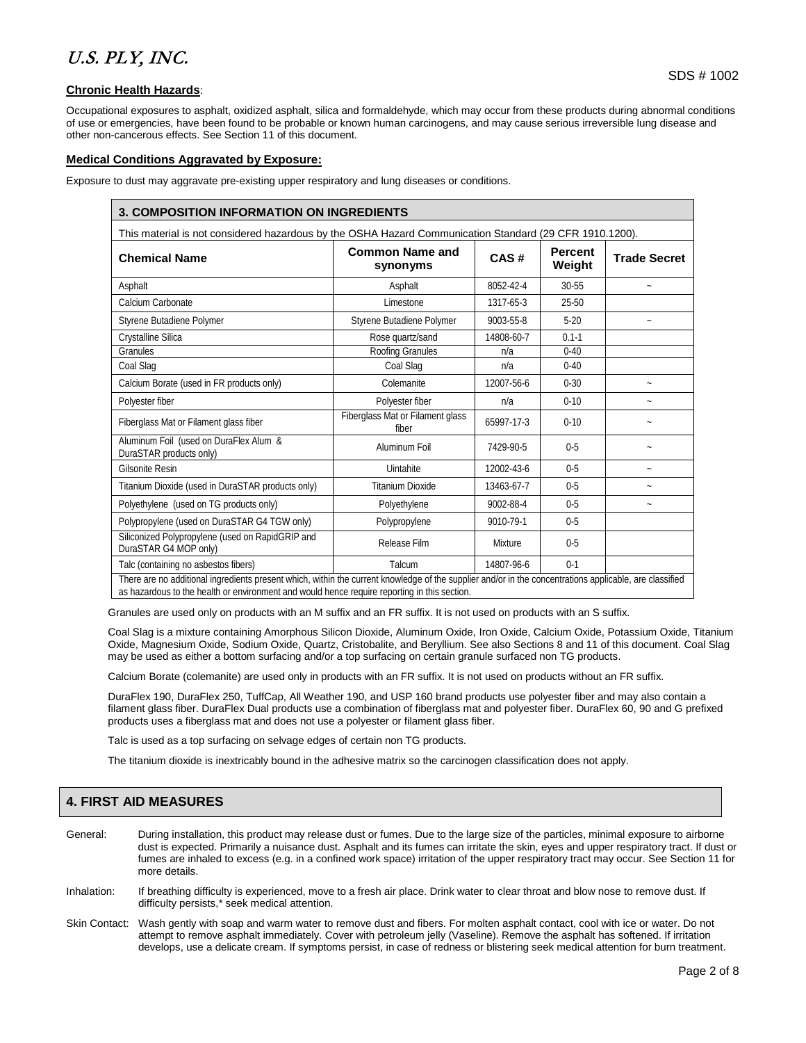**Chronic Health Hazards**:

Occupational exposures to asphalt, oxidized asphalt, silica and formaldehyde, which may occur from these products during abnormal conditions of use or emergencies, have been found to be probable or known human carcinogens, and may cause serious irreversible lung disease and other non-cancerous effects. See Section 11 of this document.

**Medical Conditions Aggravated by Exposure:**

Exposure to dust may aggravate pre-existing upper respiratory and lung diseases or conditions.

## 3. COMPOSITION INFORMATION ON INGREDIENTS

This material is not considered hazardous by the OSHA Hazard Communication Standard (29 CFR 1910.1200).

| Chemical Name | Common Name and synonyms | CAS # | Percent Weight | Trade Secret |
|---|---|---|---|---|
| Asphalt | Asphalt | 8052-42-4 | 30-55 | ~ |
| Calcium Carbonate | Limestone | 1317-65-3 | 25-50 | |
| Styrene Butadiene Polymer | Styrene Butadiene Polymer | 9003-55-8 | 5-20 | ~ |
| Crystalline Silica | Rose quartz/sand | 14808-60-7 | 0.1-1 | |
| Granules | Roofing Granules | n/a | 0-40 | |
| Coal Slag | Coal Slag | n/a | 0-40 | |
| Calcium Borate (used in FR products only) | Colemanite | 12007-56-6 | 0-30 | ~ |
| Polyester fiber | Polyester fiber | n/a | 0-10 | ~ |
| Fiberglass Mat or Filament glass fiber | Fiberglass Mat or Filament glass fiber | 65997-17-3 | 0-10 | ~ |
| Aluminum Foil (used on DuraFlex Alum & DuraSTAR products only) | Aluminum Foil | 7429-90-5 | 0-5 | ~ |
| Gilsonite Resin | Uintahite | 12002-43-6 | 0-5 | ~ |
| Titanium Dioxide (used in DuraSTAR products only) | Titanium Dioxide | 13463-67-7 | 0-5 | ~ |
| Polyethylene (used on TG products only) | Polyethylene | 9002-88-4 | 0-5 | ~ |
| Polypropylene (used on DuraSTAR G4 TGW only) | Polypropylene | 9010-79-1 | 0-5 | |
| Siliconized Polypropylene (used on RapidGRIP and DuraSTAR G4 MOP only) | Release Film | Mixture | 0-5 | |
| Talc (containing no asbestos fibers) | Talcum | 14807-96-6 | 0-1 | |

There are no additional ingredients present which, within the current knowledge of the supplier and/or in the concentrations applicable, are classified as hazardous to the health or environment and would hence require reporting in this section.

Granules are used only on products with an M suffix and an FR suffix. It is not used on products with an S suffix.

Coal Slag is a mixture containing Amorphous Silicon Dioxide, Aluminum Oxide, Iron Oxide, Calcium Oxide, Potassium Oxide, Titanium Oxide, Magnesium Oxide, Sodium Oxide, Quartz, Cristobalite, and Beryllium. See also Sections 8 and 11 of this document. Coal Slag may be used as either a bottom surfacing and/or a top surfacing on certain granule surfaced non TG products.

Calcium Borate (colemanite) are used only in products with an FR suffix. It is not used on products without an FR suffix.

DuraFlex 190, DuraFlex 250, TuffCap, All Weather 190, and USP 160 brand products use polyester fiber and may also contain a filament glass fiber. DuraFlex Dual products use a combination of fiberglass mat and polyester fiber. DuraFlex 60, 90 and G prefixed products uses a fiberglass mat and does not use a polyester or filament glass fiber.

Talc is used as a top surfacing on selvage edges of certain non TG products.

The titanium dioxide is inextricably bound in the adhesive matrix so the carcinogen classification does not apply.

## 4. FIRST AID MEASURES

General: During installation, this product may release dust or fumes. Due to the large size of the particles, minimal exposure to airborne dust is expected. Primarily a nuisance dust. Asphalt and its fumes can irritate the skin, eyes and upper respiratory tract. If dust or fumes are inhaled to excess (e.g. in a confined work space) irritation of the upper respiratory tract may occur. See Section 11 for more details.

Inhalation: If breathing difficulty is experienced, move to a fresh air place. Drink water to clear throat and blow nose to remove dust. If difficulty persists,* seek medical attention.

Skin Contact: Wash gently with soap and warm water to remove dust and fibers. For molten asphalt contact, cool with ice or water. Do not attempt to remove asphalt immediately. Cover with petroleum jelly (Vaseline). Remove the asphalt has softened. If irritation develops, use a delicate cream. If symptoms persist, in case of redness or blistering seek medical attention for burn treatment.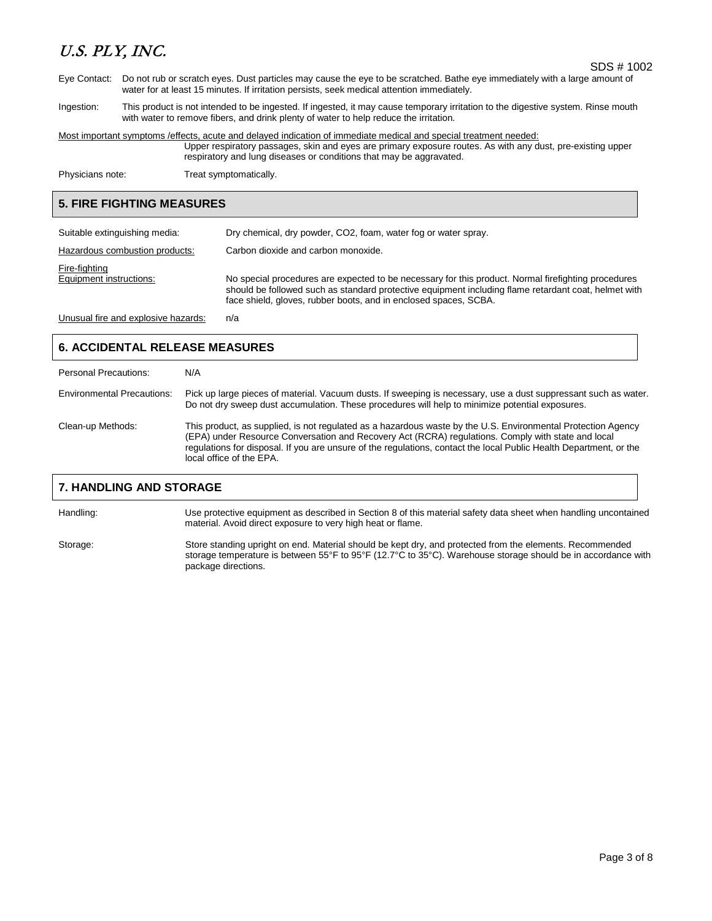Eye Contact: Do not rub or scratch eyes. Dust particles may cause the eye to be scratched. Bathe eye immediately with a large amount of water for at least 15 minutes. If irritation persists, seek medical attention immediately.

Ingestion: This product is not intended to be ingested. If ingested, it may cause temporary irritation to the digestive system. Rinse mouth with water to remove fibers, and drink plenty of water to help reduce the irritation.

Most important symptoms /effects, acute and delayed indication of immediate medical and special treatment needed:
Upper respiratory passages, skin and eyes are primary exposure routes. As with any dust, pre-existing upper respiratory and lung diseases or conditions that may be aggravated.

Physicians note: Treat symptomatically.

## 5. FIRE FIGHTING MEASURES

Suitable extinguishing media: Dry chemical, dry powder, $CO_2$, foam, water fog or water spray.

Hazardous combustion products: Carbon dioxide and carbon monoxide.

Fire-fighting Equipment instructions: No special procedures are expected to be necessary for this product. Normal firefighting procedures should be followed such as standard protective equipment including flame retardant coat, helmet with face shield, gloves, rubber boots, and in enclosed spaces, SCBA.

Unusual fire and explosive hazards: n/a

## 6. ACCIDENTAL RELEASE MEASURES

Personal Precautions: N/A

Environmental Precautions: Pick up large pieces of material. Vacuum dusts. If sweeping is necessary, use a dust suppressant such as water. Do not dry sweep dust accumulation. These procedures will help to minimize potential exposures.

Clean-up Methods: This product, as supplied, is not regulated as a hazardous waste by the U.S. Environmental Protection Agency (EPA) under Resource Conversation and Recovery Act (RCRA) regulations. Comply with state and local regulations for disposal. If you are unsure of the regulations, contact the local Public Health Department, or the local office of the EPA.

## 7. HANDLING AND STORAGE

Handling: Use protective equipment as described in Section 8 of this material safety data sheet when handling uncontained material. Avoid direct exposure to very high heat or flame.

Storage: Store standing upright on end. Material should be kept dry, and protected from the elements. Recommended storage temperature is between 55°F to 95°F (12.7°C to 35°C). Warehouse storage should be in accordance with package directions.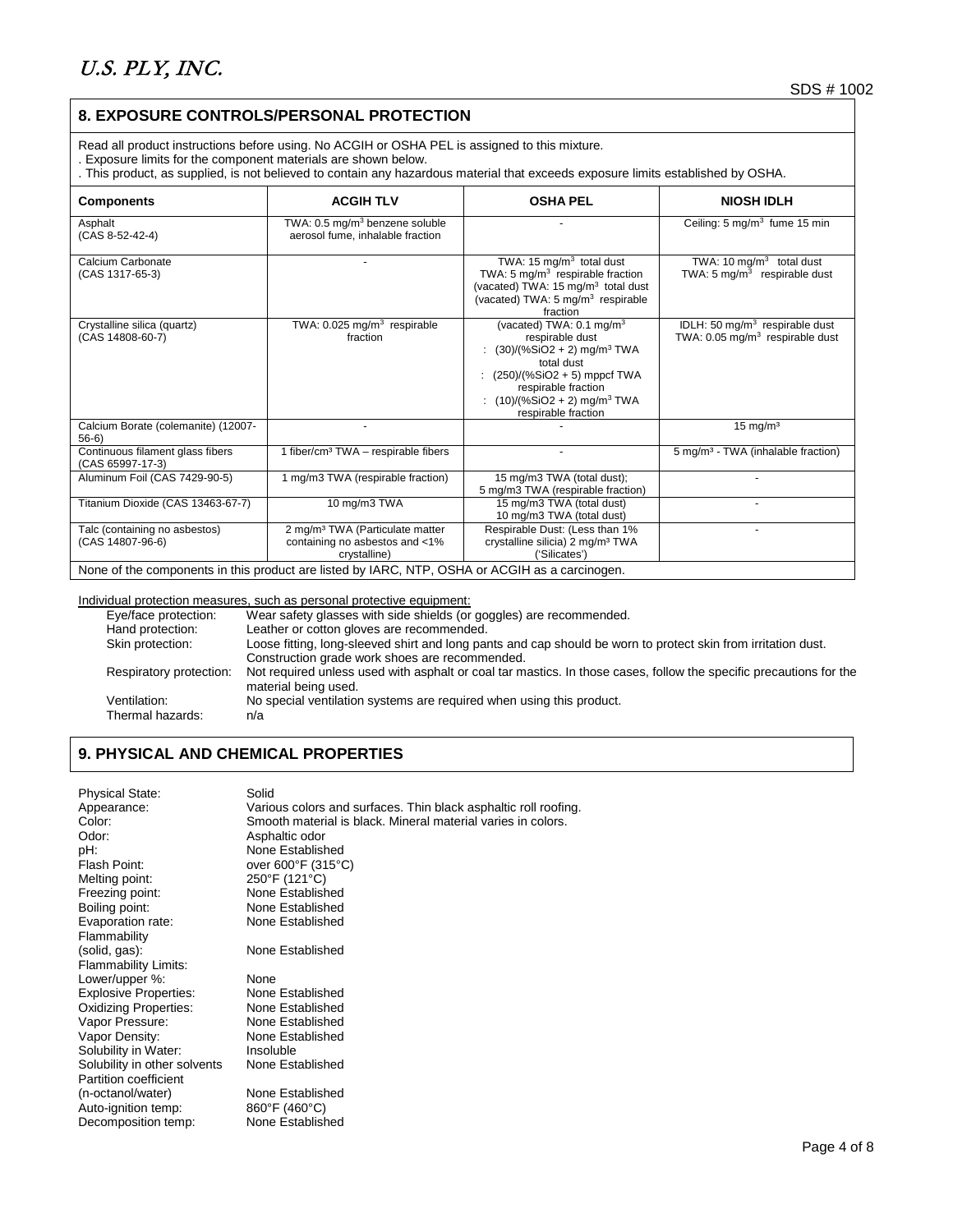## 8. EXPOSURE CONTROLS/PERSONAL PROTECTION

Read all product instructions before using. No ACGIH or OSHA PEL is assigned to this mixture.
. Exposure limits for the component materials are shown below.
. This product, as supplied, is not believed to contain any hazardous material that exceeds exposure limits established by OSHA.

| Components | ACGIH TLV | OSHA PEL | NIOSH IDLH |
|---|---|---|---|
| Asphalt (CAS 8-52-42-4) | TWA: 0.5 mg/m$^3$ benzene soluble aerosol fume, inhalable fraction | - | Ceiling: 5 mg/m$^3$ fume 15 min |
| Calcium Carbonate (CAS 1317-65-3) | - | TWA: 15 mg/m$^3$ total dust<br>TWA: 5 mg/m$^3$ respirable fraction<br>(vacated) TWA: 15 mg/m$^3$ total dust<br>(vacated) TWA: 5 mg/m$^3$ respirable fraction | TWA: 10 mg/m$^3$ total dust<br>TWA: 5 mg/m$^3$ respirable dust |
| Crystalline silica (quartz) (CAS 14808-60-7) | TWA: 0.025 mg/m$^3$ respirable fraction | (vacated) TWA: 0.1 mg/m$^3$ respirable dust<br>: (30)/(%SiO2 + 2) mg/m$^3$ TWA total dust<br>: (250)/(%SiO2 + 5) mppcf TWA respirable fraction<br>: (10)/(%SiO2 + 2) mg/m$^3$ TWA respirable fraction | IDLH: 50 mg/m$^3$ respirable dust<br>TWA: 0.05 mg/m$^3$ respirable dust |
| Calcium Borate (colemanite) (12007-56-6) | - | - | 15 mg/m$^3$ |
| Continuous filament glass fibers (CAS 65997-17-3) | 1 fiber/cm$^3$ TWA – respirable fibers | - | 5 mg/m$^3$ - TWA (inhalable fraction) |
| Aluminum Foil (CAS 7429-90-5) | 1 mg/m3 TWA (respirable fraction) | 15 mg/m3 TWA (total dust);<br>5 mg/m3 TWA (respirable fraction) | - |
| Titanium Dioxide (CAS 13463-67-7) | 10 mg/m3 TWA | 15 mg/m3 TWA (total dust)<br>10 mg/m3 TWA (total dust) | - |
| Talc (containing no asbestos) (CAS 14807-96-6) | 2 mg/m$^3$ TWA (Particulate matter containing no asbestos and <1% crystalline) | Respirable Dust: (Less than 1% crystalline silicia) 2 mg/m$^3$ TWA ('Silicates') | - |

None of the components in this product are listed by IARC, NTP, OSHA or ACGIH as a carcinogen.

Individual protection measures, such as personal protective equipment:

- Eye/face protection: Wear safety glasses with side shields (or goggles) are recommended.
- Hand protection: Leather or cotton gloves are recommended.
- Skin protection: Loose fitting, long-sleeved shirt and long pants and cap should be worn to protect skin from irritation dust. Construction grade work shoes are recommended.
- Respiratory protection: Not required unless used with asphalt or coal tar mastics. In those cases, follow the specific precautions for the material being used.
- Ventilation: No special ventilation systems are required when using this product.
- Thermal hazards: n/a

## 9. PHYSICAL AND CHEMICAL PROPERTIES

| | |
|---|---|
| Physical State: | Solid |
| Appearance: | Various colors and surfaces. Thin black asphaltic roll roofing. |
| Color: | Smooth material is black. Mineral material varies in colors. |
| Odor: | Asphaltic odor |
| pH: | None Established |
| Flash Point: | over 600°F (315°C) |
| Melting point: | 250°F (121°C) |
| Freezing point: | None Established |
| Boiling point: | None Established |
| Evaporation rate: | None Established |
| Flammability (solid, gas): | None Established |
| Flammability Limits: Lower/upper %: | None |
| Explosive Properties: | None Established |
| Oxidizing Properties: | None Established |
| Vapor Pressure: | None Established |
| Vapor Density: | None Established |
| Solubility in Water: | Insoluble |
| Solubility in other solvents | None Established |
| Partition coefficient (n-octanol/water) | None Established |
| Auto-ignition temp: | 860°F (460°C) |
| Decomposition temp: | None Established |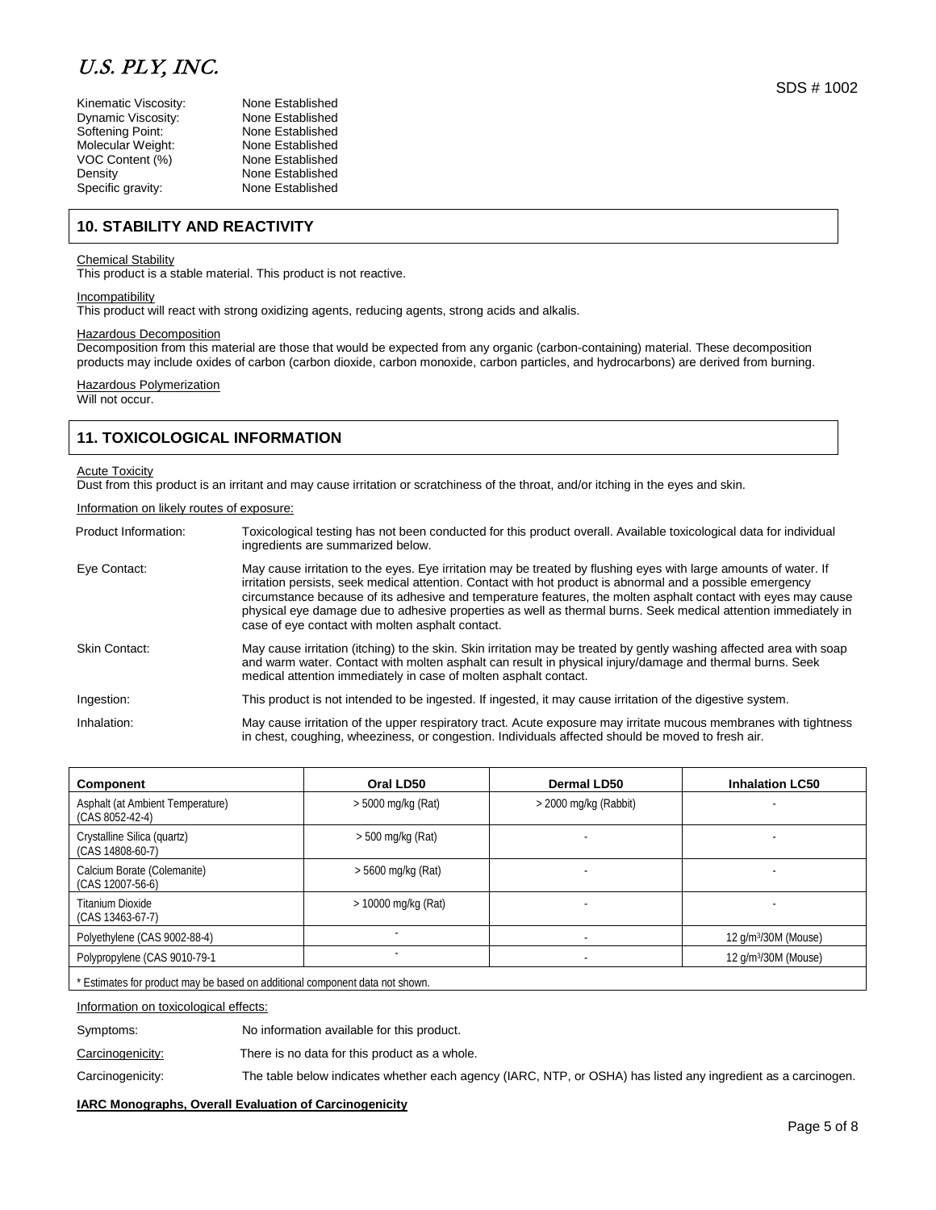| | |
|---|---|
| Kinematic Viscosity: | None Established |
| Dynamic Viscosity: | None Established |
| Softening Point: | None Established |
| Molecular Weight: | None Established |
| VOC Content (%) | None Established |
| Density | None Established |
| Specific gravity: | None Established |

## 10. STABILITY AND REACTIVITY

Chemical Stability
This product is a stable material. This product is not reactive.

Incompatibility
This product will react with strong oxidizing agents, reducing agents, strong acids and alkalis.

Hazardous Decomposition
Decomposition from this material are those that would be expected from any organic (carbon-containing) material. These decomposition products may include oxides of carbon (carbon dioxide, carbon monoxide, carbon particles, and hydrocarbons) are derived from burning.

Hazardous Polymerization
Will not occur.

## 11. TOXICOLOGICAL INFORMATION

Acute Toxicity
Dust from this product is an irritant and may cause irritation or scratchiness of the throat, and/or itching in the eyes and skin.

Information on likely routes of exposure:

Product Information: Toxicological testing has not been conducted for this product overall. Available toxicological data for individual ingredients are summarized below.

Eye Contact: May cause irritation to the eyes. Eye irritation may be treated by flushing eyes with large amounts of water. If irritation persists, seek medical attention. Contact with hot product is abnormal and a possible emergency circumstance because of its adhesive and temperature features, the molten asphalt contact with eyes may cause physical eye damage due to adhesive properties as well as thermal burns. Seek medical attention immediately in case of eye contact with molten asphalt contact.

Skin Contact: May cause irritation (itching) to the skin. Skin irritation may be treated by gently washing affected area with soap and warm water. Contact with molten asphalt can result in physical injury/damage and thermal burns. Seek medical attention immediately in case of molten asphalt contact.

Ingestion: This product is not intended to be ingested. If ingested, it may cause irritation of the digestive system.

Inhalation: May cause irritation of the upper respiratory tract. Acute exposure may irritate mucous membranes with tightness in chest, coughing, wheeziness, or congestion. Individuals affected should be moved to fresh air.

| Component | Oral LD50 | Dermal LD50 | Inhalation LC50 |
|---|---|---|---|
| Asphalt (at Ambient Temperature) (CAS 8052-42-4) | > 5000 mg/kg (Rat) | > 2000 mg/kg (Rabbit) | - |
| Crystalline Silica (quartz) (CAS 14808-60-7) | > 500 mg/kg (Rat) | - | - |
| Calcium Borate (Colemanite) (CAS 12007-56-6) | > 5600 mg/kg (Rat) | - | - |
| Titanium Dioxide (CAS 13463-67-7) | > 10000 mg/kg (Rat) | - | - |
| Polyethylene (CAS 9002-88-4) | - | - | 12 g/m³/30M (Mouse) |
| Polypropylene (CAS 9010-79-1 | - | - | 12 g/m³/30M (Mouse) |

* Estimates for product may be based on additional component data not shown.

Information on toxicological effects:

Symptoms: No information available for this product.

Carcinogenicity: There is no data for this product as a whole.

Carcinogenicity: The table below indicates whether each agency (IARC, NTP, or OSHA) has listed any ingredient as a carcinogen.

**IARC Monographs, Overall Evaluation of Carcinogenicity**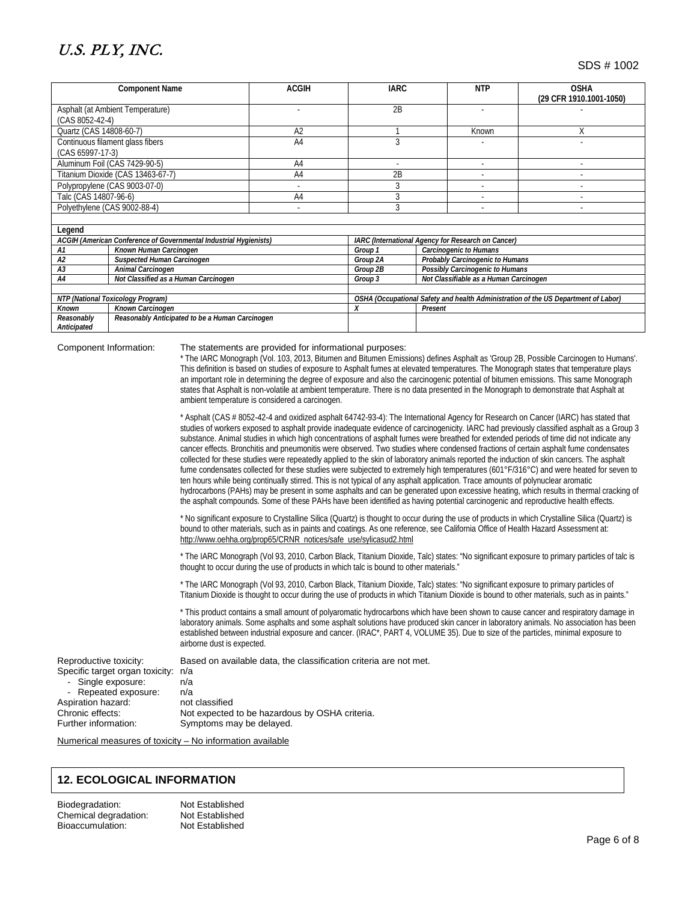| Component Name | ACGIH | IARC | NTP | OSHA (29 CFR 1910.1001-1050) |
|---|---|---|---|---|
| Asphalt (at Ambient Temperature) (CAS 8052-42-4) | - | 2B | - | - |
| Quartz (CAS 14808-60-7) | A2 | 1 | Known | X |
| Continuous filament glass fibers (CAS 65997-17-3) | A4 | 3 | - | - |
| Aluminum Foil (CAS 7429-90-5) | A4 | - | - | - |
| Titanium Dioxide (CAS 13463-67-7) | A4 | 2B | - | - |
| Polypropylene (CAS 9003-07-0) | - | 3 | - | - |
| Talc (CAS 14807-96-6) | A4 | 3 | - | - |
| Polyethylene (CAS 9002-88-4) | - | 3 | - | - |

**Legend**

| *ACGIH (American Conference of Governmental Industrial Hygienists)* | | *IARC (International Agency for Research on Cancer)* | |
|---|---|---|---|
| *A1* | *Known Human Carcinogen* | *Group 1* | *Carcinogenic to Humans* |
| *A2* | *Suspected Human Carcinogen* | *Group 2A* | *Probably Carcinogenic to Humans* |
| *A3* | *Animal Carcinogen* | *Group 2B* | *Possibly Carcinogenic to Humans* |
| *A4* | *Not Classified as a Human Carcinogen* | *Group 3* | *Not Classifiable as a Human Carcinogen* |

| *NTP (National Toxicology Program)* | | *OSHA (Occupational Safety and health Administration of the US Department of Labor)* | |
|---|---|---|---|
| *Known* | *Known Carcinogen* | *X* | *Present* |
| *Reasonably Anticipated* | *Reasonably Anticipated to be a Human Carcinogen* | | |

Component Information: The statements are provided for informational purposes:

* The IARC Monograph (Vol. 103, 2013, Bitumen and Bitumen Emissions) defines Asphalt as 'Group 2B, Possible Carcinogen to Humans'. This definition is based on studies of exposure to Asphalt fumes at elevated temperatures. The Monograph states that temperature plays an important role in determining the degree of exposure and also the carcinogenic potential of bitumen emissions. This same Monograph states that Asphalt is non-volatile at ambient temperature. There is no data presented in the Monograph to demonstrate that Asphalt at ambient temperature is considered a carcinogen.

* Asphalt (CAS # 8052-42-4 and oxidized asphalt 64742-93-4): The International Agency for Research on Cancer (IARC) has stated that studies of workers exposed to asphalt provide inadequate evidence of carcinogenicity. IARC had previously classified asphalt as a Group 3 substance. Animal studies in which high concentrations of asphalt fumes were breathed for extended periods of time did not indicate any cancer effects. Bronchitis and pneumonitis were observed. Two studies where condensed fractions of certain asphalt fume condensates collected for these studies were repeatedly applied to the skin of laboratory animals reported the induction of skin cancers. The asphalt fume condensates collected for these studies were subjected to extremely high temperatures (601°F/316°C) and were heated for seven to ten hours while being continually stirred. This is not typical of any asphalt application. Trace amounts of polynuclear aromatic hydrocarbons (PAHs) may be present in some asphalts and can be generated upon excessive heating, which results in thermal cracking of the asphalt compounds. Some of these PAHs have been identified as having potential carcinogenic and reproductive health effects.

* No significant exposure to Crystalline Silica (Quartz) is thought to occur during the use of products in which Crystalline Silica (Quartz) is bound to other materials, such as in paints and coatings. As one reference, see California Office of Health Hazard Assessment at: http://www.oehha.org/prop65/CRNR_notices/safe_use/sylicasud2.html

* The IARC Monograph (Vol 93, 2010, Carbon Black, Titanium Dioxide, Talc) states: "No significant exposure to primary particles of talc is thought to occur during the use of products in which talc is bound to other materials."

* The IARC Monograph (Vol 93, 2010, Carbon Black, Titanium Dioxide, Talc) states: "No significant exposure to primary particles of Titanium Dioxide is thought to occur during the use of products in which Titanium Dioxide is bound to other materials, such as in paints."

* This product contains a small amount of polyaromatic hydrocarbons which have been shown to cause cancer and respiratory damage in laboratory animals. Some asphalts and some asphalt solutions have produced skin cancer in laboratory animals. No association has been established between industrial exposure and cancer. (IRAC*, PART 4, VOLUME 35). Due to size of the particles, minimal exposure to airborne dust is expected.

Reproductive toxicity: Based on available data, the classification criteria are not met.
Specific target organ toxicity: n/a
- Single exposure: n/a
- Repeated exposure: n/a

Aspiration hazard: not classified
Chronic effects: Not expected to be hazardous by OSHA criteria.
Further information: Symptoms may be delayed.

Numerical measures of toxicity – No information available

## 12. ECOLOGICAL INFORMATION

Biodegradation: Not Established
Chemical degradation: Not Established
Bioaccumulation: Not Established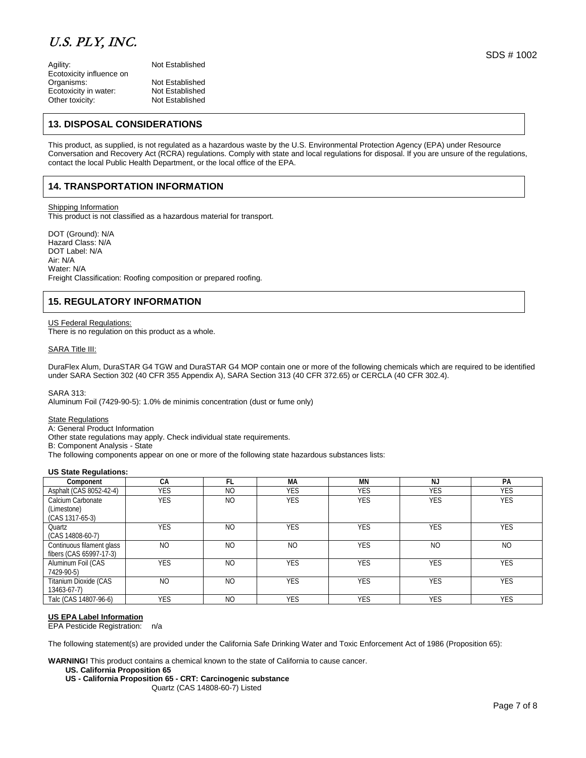Agility: Not Established
Ecotoxicity influence on Organisms: Not Established
Ecotoxicity in water: Not Established
Other toxicity: Not Established

## 13. DISPOSAL CONSIDERATIONS

This product, as supplied, is not regulated as a hazardous waste by the U.S. Environmental Protection Agency (EPA) under Resource Conversation and Recovery Act (RCRA) regulations. Comply with state and local regulations for disposal. If you are unsure of the regulations, contact the local Public Health Department, or the local office of the EPA.

## 14. TRANSPORTATION INFORMATION

Shipping Information
This product is not classified as a hazardous material for transport.

DOT (Ground): N/A
Hazard Class: N/A
DOT Label: N/A
Air: N/A
Water: N/A
Freight Classification: Roofing composition or prepared roofing.

## 15. REGULATORY INFORMATION

US Federal Regulations:
There is no regulation on this product as a whole.

SARA Title III:

DuraFlex Alum, DuraSTAR G4 TGW and DuraSTAR G4 MOP contain one or more of the following chemicals which are required to be identified under SARA Section 302 (40 CFR 355 Appendix A), SARA Section 313 (40 CFR 372.65) or CERCLA (40 CFR 302.4).

SARA 313:
Aluminum Foil (7429-90-5): 1.0% de minimis concentration (dust or fume only)

State Regulations
A: General Product Information
Other state regulations may apply. Check individual state requirements.
B: Component Analysis - State
The following components appear on one or more of the following state hazardous substances lists:

**US State Regulations:**

| Component | CA | FL | MA | MN | NJ | PA |
|---|---|---|---|---|---|---|
| Asphalt (CAS 8052-42-4) | YES | NO | YES | YES | YES | YES |
| Calcium Carbonate (Limestone) (CAS 1317-65-3) | YES | NO | YES | YES | YES | YES |
| Quartz (CAS 14808-60-7) | YES | NO | YES | YES | YES | YES |
| Continuous filament glass fibers (CAS 65997-17-3) | NO | NO | NO | YES | NO | NO |
| Aluminum Foil (CAS 7429-90-5) | YES | NO | YES | YES | YES | YES |
| Titanium Dioxide (CAS 13463-67-7) | NO | NO | YES | YES | YES | YES |
| Talc (CAS 14807-96-6) | YES | NO | YES | YES | YES | YES |

**US EPA Label Information**
EPA Pesticide Registration: n/a

The following statement(s) are provided under the California Safe Drinking Water and Toxic Enforcement Act of 1986 (Proposition 65):

**WARNING!** This product contains a chemical known to the state of California to cause cancer.

**US. California Proposition 65**
**US - California Proposition 65 - CRT: Carcinogenic substance**
Quartz (CAS 14808-60-7) Listed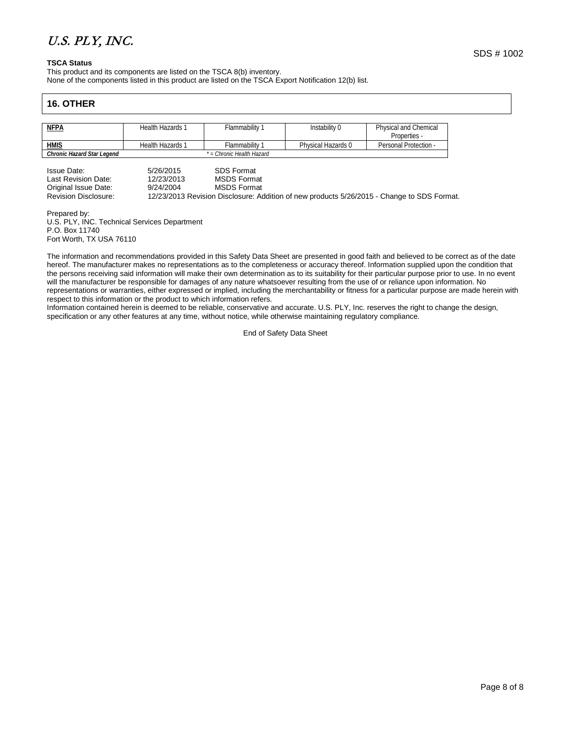**TSCA Status**

This product and its components are listed on the TSCA 8(b) inventory.
None of the components listed in this product are listed on the TSCA Export Notification 12(b) list.

## 16. OTHER

| | | | | |
|---|---|---|---|---|
| **NFPA** | Health Hazards 1 | Flammability 1 | Instability 0 | Physical and Chemical Properties - |
| **HMIS** | Health Hazards 1 | Flammability 1 | Physical Hazards 0 | Personal Protection - |
| ***Chronic Hazard Star Legend*** | *\* = Chronic Health Hazard* | | | |

| | | |
|---|---|---|
| Issue Date: | 5/26/2015 | SDS Format |
| Last Revision Date: | 12/23/2013 | MSDS Format |
| Original Issue Date: | 9/24/2004 | MSDS Format |
| Revision Disclosure: | 12/23/2013 Revision Disclosure: Addition of new products 5/26/2015 - Change to SDS Format. | |

Prepared by:
U.S. PLY, INC. Technical Services Department
P.O. Box 11740
Fort Worth, TX USA 76110

The information and recommendations provided in this Safety Data Sheet are presented in good faith and believed to be correct as of the date hereof. The manufacturer makes no representations as to the completeness or accuracy thereof. Information supplied upon the condition that the persons receiving said information will make their own determination as to its suitability for their particular purpose prior to use. In no event will the manufacturer be responsible for damages of any nature whatsoever resulting from the use of or reliance upon information. No representations or warranties, either expressed or implied, including the merchantability or fitness for a particular purpose are made herein with respect to this information or the product to which information refers.
Information contained herein is deemed to be reliable, conservative and accurate. U.S. PLY, Inc. reserves the right to change the design, specification or any other features at any time, without notice, while otherwise maintaining regulatory compliance.

End of Safety Data Sheet